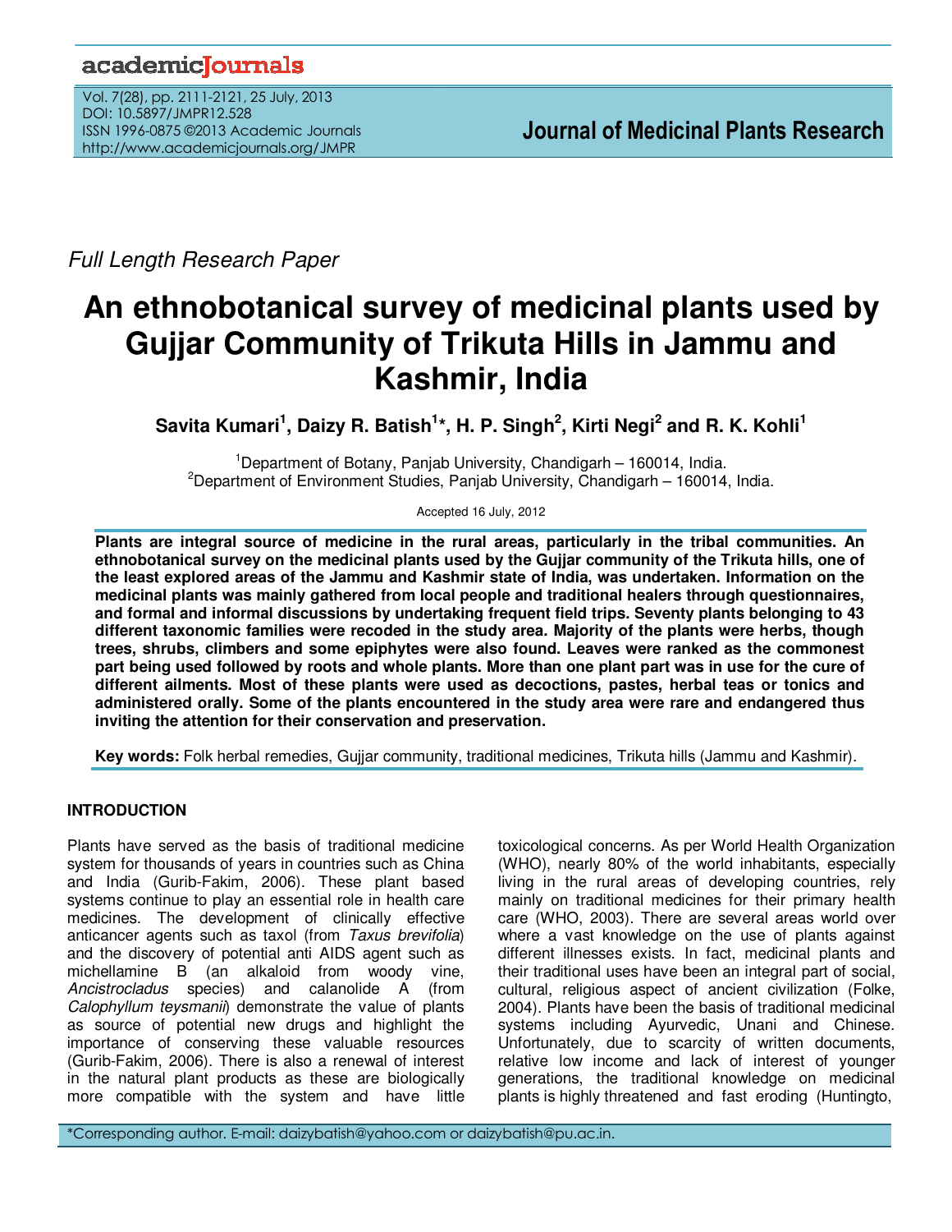Full Length Research Paper

# An ethnobotanical survey of medicinal plants used by Gujjar Community of Trikuta Hills in Jammu and Kashmir, India

**Savita Kumari[1], Daizy R. Batish[1]*, H. P. Singh[2], Kirti Negi[2] and R. K. Kohli[1]**

[1]Department of Botany, Panjab University, Chandigarh – 160014, India.
[2]Department of Environment Studies, Panjab University, Chandigarh – 160014, India.

Accepted 16 July, 2012

**Plants are integral source of medicine in the rural areas, particularly in the tribal communities. An ethnobotanical survey on the medicinal plants used by the Gujjar community of the Trikuta hills, one of the least explored areas of the Jammu and Kashmir state of India, was undertaken. Information on the medicinal plants was mainly gathered from local people and traditional healers through questionnaires, and formal and informal discussions by undertaking frequent field trips. Seventy plants belonging to 43 different taxonomic families were recoded in the study area. Majority of the plants were herbs, though trees, shrubs, climbers and some epiphytes were also found. Leaves were ranked as the commonest part being used followed by roots and whole plants. More than one plant part was in use for the cure of different ailments. Most of these plants were used as decoctions, pastes, herbal teas or tonics and administered orally. Some of the plants encountered in the study area were rare and endangered thus inviting the attention for their conservation and preservation.**

**Key words:** Folk herbal remedies, Gujjar community, traditional medicines, Trikuta hills (Jammu and Kashmir).

## INTRODUCTION

Plants have served as the basis of traditional medicine system for thousands of years in countries such as China and India (Gurib-Fakim, 2006). These plant based systems continue to play an essential role in health care medicines. The development of clinically effective anticancer agents such as taxol (from *Taxus brevifolia*) and the discovery of potential anti AIDS agent such as michellamine B (an alkaloid from woody vine, *Ancistrocladus* species) and calanolide A (from *Calophyllum teysmanii*) demonstrate the value of plants as source of potential new drugs and highlight the importance of conserving these valuable resources (Gurib-Fakim, 2006). There is also a renewal of interest in the natural plant products as these are biologically more compatible with the system and have little toxicological concerns. As per World Health Organization (WHO), nearly 80% of the world inhabitants, especially living in the rural areas of developing countries, rely mainly on traditional medicines for their primary health care (WHO, 2003). There are several areas world over where a vast knowledge on the use of plants against different illnesses exists. In fact, medicinal plants and their traditional uses have been an integral part of social, cultural, religious aspect of ancient civilization (Folke, 2004). Plants have been the basis of traditional medicinal systems including Ayurvedic, Unani and Chinese. Unfortunately, due to scarcity of written documents, relative low income and lack of interest of younger generations, the traditional knowledge on medicinal plants is highly threatened and fast eroding (Huntingto,

*Corresponding author. E-mail: daizybatish@yahoo.com or daizybatish@pu.ac.in.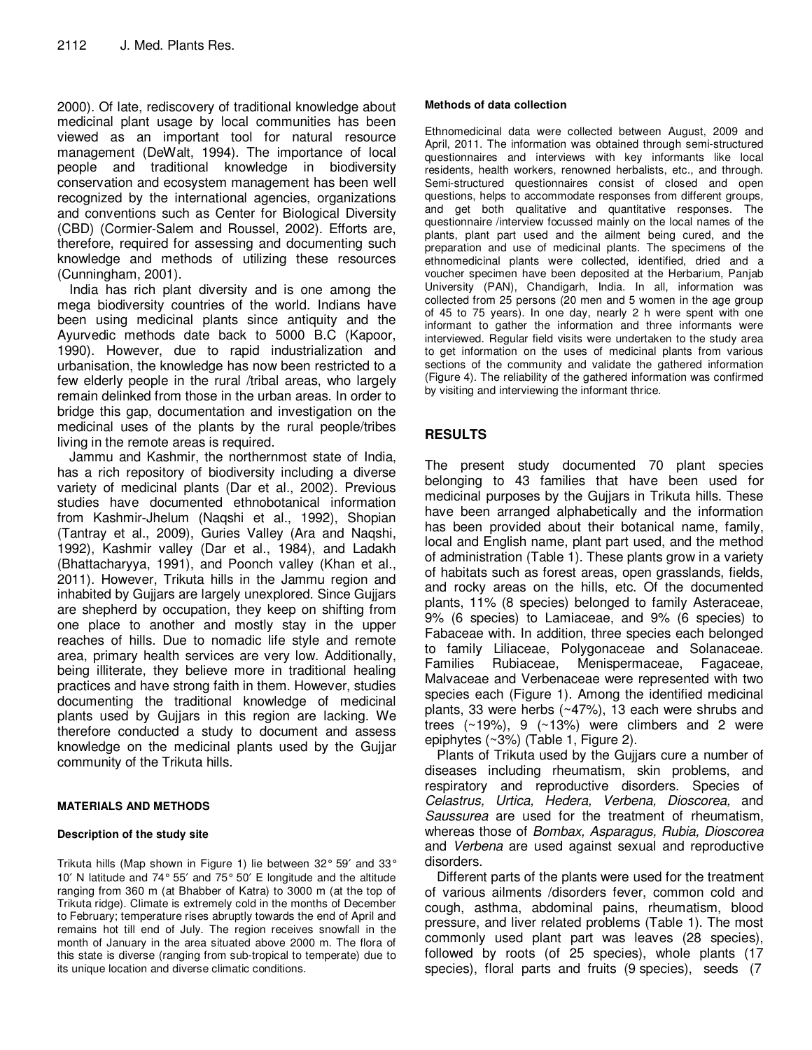2000). Of late, rediscovery of traditional knowledge about medicinal plant usage by local communities has been viewed as an important tool for natural resource management (DeWalt, 1994). The importance of local people and traditional knowledge in biodiversity conservation and ecosystem management has been well recognized by the international agencies, organizations and conventions such as Center for Biological Diversity (CBD) (Cormier-Salem and Roussel, 2002). Efforts are, therefore, required for assessing and documenting such knowledge and methods of utilizing these resources (Cunningham, 2001).

India has rich plant diversity and is one among the mega biodiversity countries of the world. Indians have been using medicinal plants since antiquity and the Ayurvedic methods date back to 5000 B.C (Kapoor, 1990). However, due to rapid industrialization and urbanisation, the knowledge has now been restricted to a few elderly people in the rural /tribal areas, who largely remain delinked from those in the urban areas. In order to bridge this gap, documentation and investigation on the medicinal uses of the plants by the rural people/tribes living in the remote areas is required.

Jammu and Kashmir, the northernmost state of India, has a rich repository of biodiversity including a diverse variety of medicinal plants (Dar et al., 2002). Previous studies have documented ethnobotanical information from Kashmir-Jhelum (Naqshi et al., 1992), Shopian (Tantray et al., 2009), Guries Valley (Ara and Naqshi, 1992), Kashmir valley (Dar et al., 1984), and Ladakh (Bhattacharyya, 1991), and Poonch valley (Khan et al., 2011). However, Trikuta hills in the Jammu region and inhabited by Gujjars are largely unexplored. Since Gujjars are shepherd by occupation, they keep on shifting from one place to another and mostly stay in the upper reaches of hills. Due to nomadic life style and remote area, primary health services are very low. Additionally, being illiterate, they believe more in traditional healing practices and have strong faith in them. However, studies documenting the traditional knowledge of medicinal plants used by Gujjars in this region are lacking. We therefore conducted a study to document and assess knowledge on the medicinal plants used by the Gujjar community of the Trikuta hills.

## MATERIALS AND METHODS

### Description of the study site

Trikuta hills (Map shown in Figure 1) lie between 32° 59′ and 33° 10′ N latitude and 74° 55′ and 75° 50′ E longitude and the altitude ranging from 360 m (at Bhabber of Katra) to 3000 m (at the top of Trikuta ridge). Climate is extremely cold in the months of December to February; temperature rises abruptly towards the end of April and remains hot till end of July. The region receives snowfall in the month of January in the area situated above 2000 m. The flora of this state is diverse (ranging from sub-tropical to temperate) due to its unique location and diverse climatic conditions.

### Methods of data collection

Ethnomedicinal data were collected between August, 2009 and April, 2011. The information was obtained through semi-structured questionnaires and interviews with key informants like local residents, health workers, renowned herbalists, etc., and through. Semi-structured questionnaires consist of closed and open questions, helps to accommodate responses from different groups, and get both qualitative and quantitative responses. The questionnaire /interview focussed mainly on the local names of the plants, plant part used and the ailment being cured, and the preparation and use of medicinal plants. The specimens of the ethnomedicinal plants were collected, identified, dried and a voucher specimen have been deposited at the Herbarium, Panjab University (PAN), Chandigarh, India. In all, information was collected from 25 persons (20 men and 5 women in the age group of 45 to 75 years). In one day, nearly 2 h were spent with one informant to gather the information and three informants were interviewed. Regular field visits were undertaken to the study area to get information on the uses of medicinal plants from various sections of the community and validate the gathered information (Figure 4). The reliability of the gathered information was confirmed by visiting and interviewing the informant thrice.

## RESULTS

The present study documented 70 plant species belonging to 43 families that have been used for medicinal purposes by the Gujjars in Trikuta hills. These have been arranged alphabetically and the information has been provided about their botanical name, family, local and English name, plant part used, and the method of administration (Table 1). These plants grow in a variety of habitats such as forest areas, open grasslands, fields, and rocky areas on the hills, etc. Of the documented plants, 11% (8 species) belonged to family Asteraceae, 9% (6 species) to Lamiaceae, and 9% (6 species) to Fabaceae with. In addition, three species each belonged to family Liliaceae, Polygonaceae and Solanaceae. Families Rubiaceae, Menispermaceae, Fagaceae, Malvaceae and Verbenaceae were represented with two species each (Figure 1). Among the identified medicinal plants, 33 were herbs (~47%), 13 each were shrubs and trees (~19%), 9 (~13%) were climbers and 2 were epiphytes (~3%) (Table 1, Figure 2).

Plants of Trikuta used by the Gujjars cure a number of diseases including rheumatism, skin problems, and respiratory and reproductive disorders. Species of *Celastrus, Urtica, Hedera, Verbena, Dioscorea,* and *Saussurea* are used for the treatment of rheumatism, whereas those of *Bombax, Asparagus, Rubia, Dioscorea* and *Verbena* are used against sexual and reproductive disorders.

Different parts of the plants were used for the treatment of various ailments /disorders fever, common cold and cough, asthma, abdominal pains, rheumatism, blood pressure, and liver related problems (Table 1). The most commonly used plant part was leaves (28 species), followed by roots (of 25 species), whole plants (17 species), floral parts and fruits (9 species), seeds (7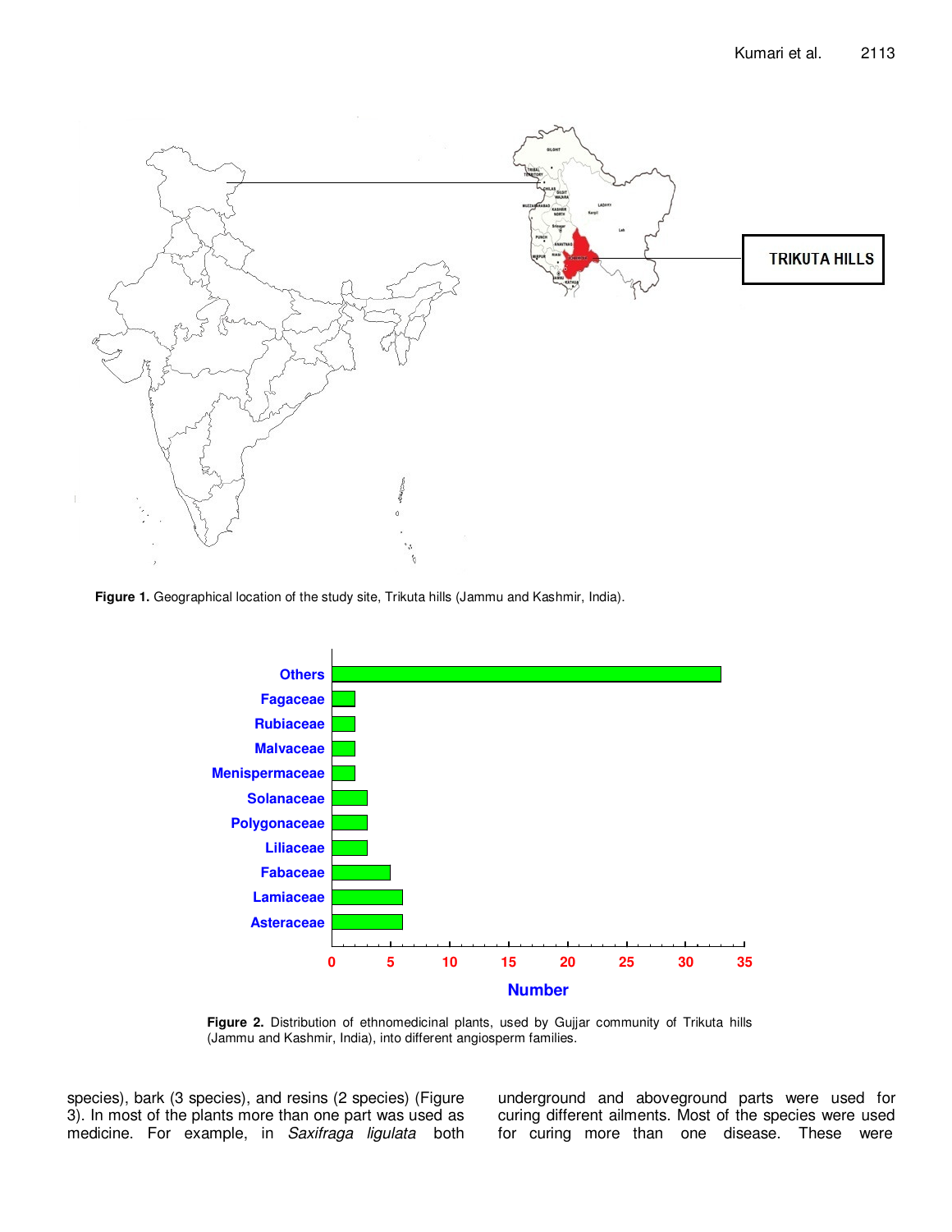Figure 1. Geographical location of the study site, Trikuta hills (Jammu and Kashmir, India).

Figure 2. Distribution of ethnomedicinal plants, used by Gujjar community of Trikuta hills (Jammu and Kashmir, India), into different angiosperm families.

species), bark (3 species), and resins (2 species) (Figure 3). In most of the plants more than one part was used as medicine. For example, in *Saxifraga ligulata* both underground and aboveground parts were used for curing different ailments. Most of the species were used for curing more than one disease. These were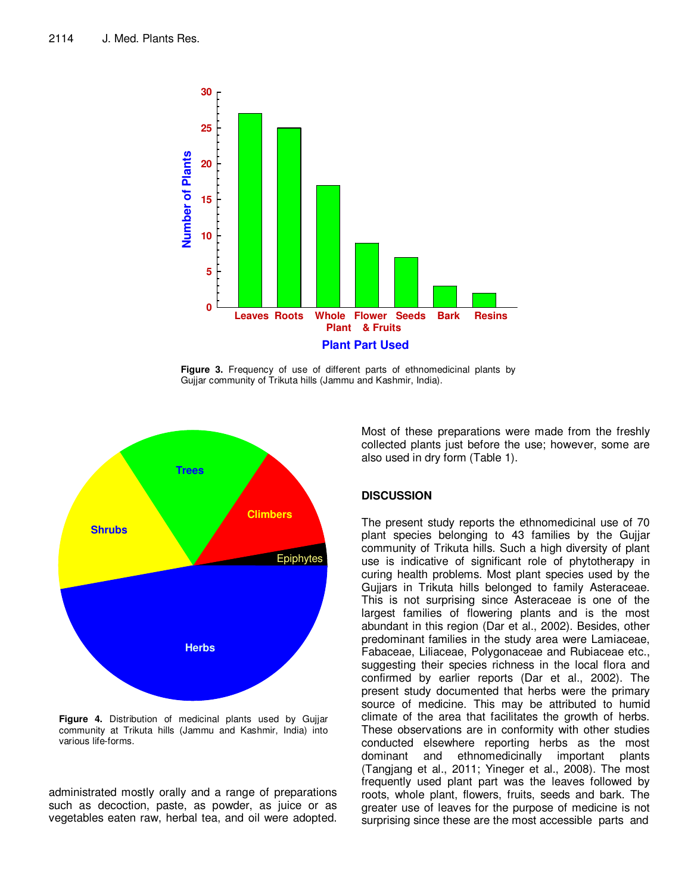Figure 3. Frequency of use of different parts of ethnomedicinal plants by Gujjar community of Trikuta hills (Jammu and Kashmir, India).

Figure 4. Distribution of medicinal plants used by Gujjar community at Trikuta hills (Jammu and Kashmir, India) into various life-forms.

administrated mostly orally and a range of preparations such as decoction, paste, as powder, as juice or as vegetables eaten raw, herbal tea, and oil were adopted. Most of these preparations were made from the freshly collected plants just before the use; however, some are also used in dry form (Table 1).

## DISCUSSION

The present study reports the ethnomedicinal use of 70 plant species belonging to 43 families by the Gujjar community of Trikuta hills. Such a high diversity of plant use is indicative of significant role of phytotherapy in curing health problems. Most plant species used by the Gujjars in Trikuta hills belonged to family Asteraceae. This is not surprising since Asteraceae is one of the largest families of flowering plants and is the most abundant in this region (Dar et al., 2002). Besides, other predominant families in the study area were Lamiaceae, Fabaceae, Liliaceae, Polygonaceae and Rubiaceae etc., suggesting their species richness in the local flora and confirmed by earlier reports (Dar et al., 2002). The present study documented that herbs were the primary source of medicine. This may be attributed to humid climate of the area that facilitates the growth of herbs. These observations are in conformity with other studies conducted elsewhere reporting herbs as the most dominant and ethnomedicinally important plants (Tangjang et al., 2011; Yineger et al., 2008). The most frequently used plant part was the leaves followed by roots, whole plant, flowers, fruits, seeds and bark. The greater use of leaves for the purpose of medicine is not surprising since these are the most accessible parts and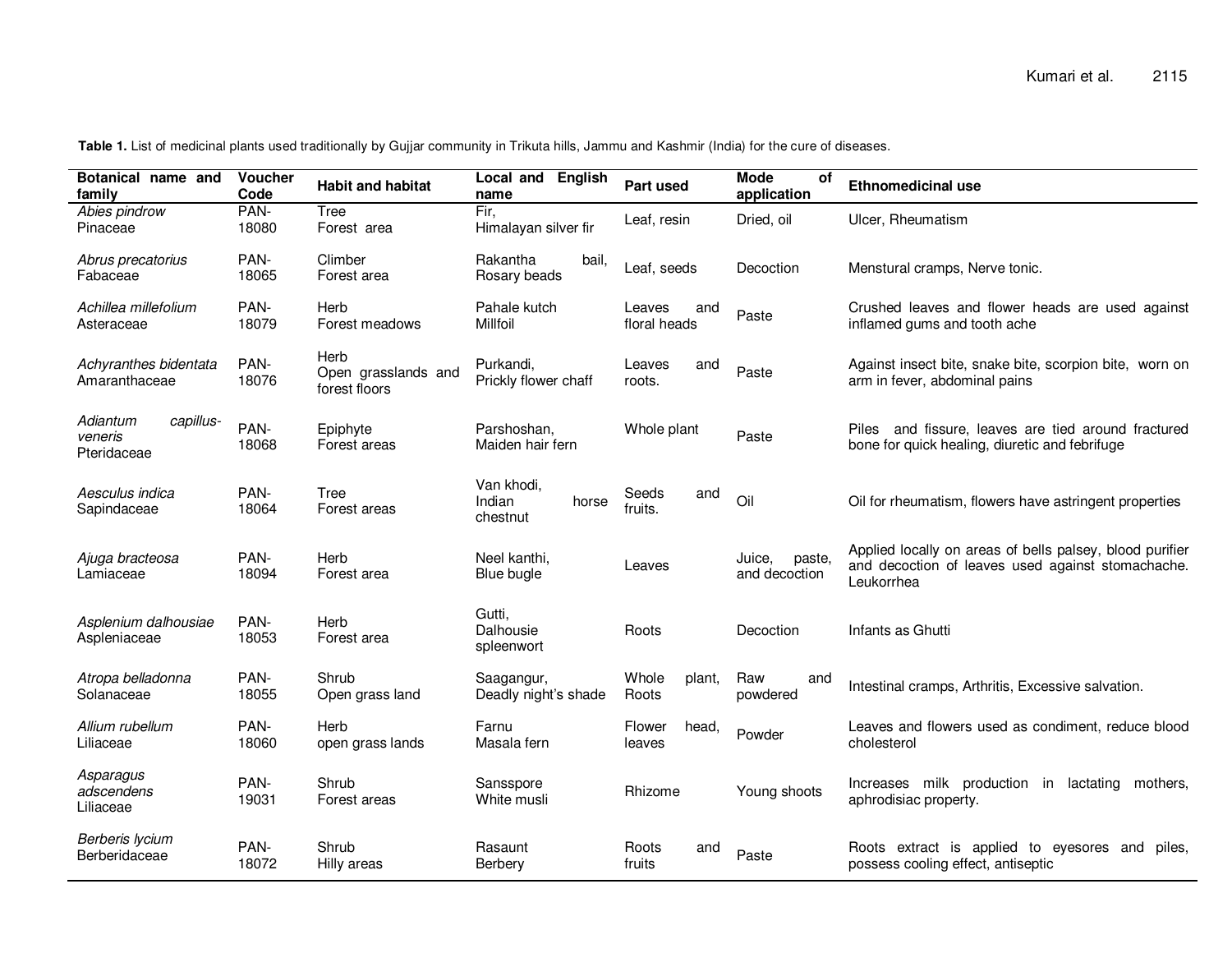**Table 1.** List of medicinal plants used traditionally by Gujjar community in Trikuta hills, Jammu and Kashmir (India) for the cure of diseases.

| Botanical name and family | Voucher Code | Habit and habitat | Local and English name | Part used | Mode of application | Ethnomedicinal use |
|---|---|---|---|---|---|---|
| *Abies pindrow* Pinaceae | PAN-18080 | Tree Forest area | Fir, Himalayan silver fir | Leaf, resin | Dried, oil | Ulcer, Rheumatism |
| *Abrus precatorius* Fabaceae | PAN-18065 | Climber Forest area | Rakantha bail, Rosary beads | Leaf, seeds | Decoction | Menstural cramps, Nerve tonic. |
| *Achillea millefolium* Asteraceae | PAN-18079 | Herb Forest meadows | Pahale kutch Millfoil | Leaves and floral heads | Paste | Crushed leaves and flower heads are used against inflamed gums and tooth ache |
| *Achyranthes bidentata* Amaranthaceae | PAN-18076 | Herb Open grasslands and forest floors | Purkandi, Prickly flower chaff | Leaves and roots. | Paste | Against insect bite, snake bite, scorpion bite, worn on arm in fever, abdominal pains |
| *Adiantum capillus-veneris* Pteridaceae | PAN-18068 | Epiphyte Forest areas | Parshoshan, Maiden hair fern | Whole plant | Paste | Piles and fissure, leaves are tied around fractured bone for quick healing, diuretic and febrifuge |
| *Aesculus indica* Sapindaceae | PAN-18064 | Tree Forest areas | Van khodi, Indian horse chestnut | Seeds and fruits. | Oil | Oil for rheumatism, flowers have astringent properties |
| *Ajuga bracteosa* Lamiaceae | PAN-18094 | Herb Forest area | Neel kanthi, Blue bugle | Leaves | Juice, paste, and decoction | Applied locally on areas of bells palsey, blood purifier and decoction of leaves used against stomachache. Leukorrhea |
| *Asplenium dalhousiae* Aspleniaceae | PAN-18053 | Herb Forest area | Gutti, Dalhousie spleenwort | Roots | Decoction | Infants as Ghutti |
| *Atropa belladonna* Solanaceae | PAN-18055 | Shrub Open grass land | Saagangur, Deadly night's shade | Whole plant, Roots | Raw and powdered | Intestinal cramps, Arthritis, Excessive salvation. |
| *Allium rubellum* Liliaceae | PAN-18060 | Herb open grass lands | Farnu Masala fern | Flower head, leaves | Powder | Leaves and flowers used as condiment, reduce blood cholesterol |
| *Asparagus adscendens* Liliaceae | PAN-19031 | Shrub Forest areas | Sansspore White musli | Rhizome | Young shoots | Increases milk production in lactating mothers, aphrodisiac property. |
| *Berberis lycium* Berberidaceae | PAN-18072 | Shrub Hilly areas | Rasaunt Berbery | Roots and fruits | Paste | Roots extract is applied to eyesores and piles, possess cooling effect, antiseptic |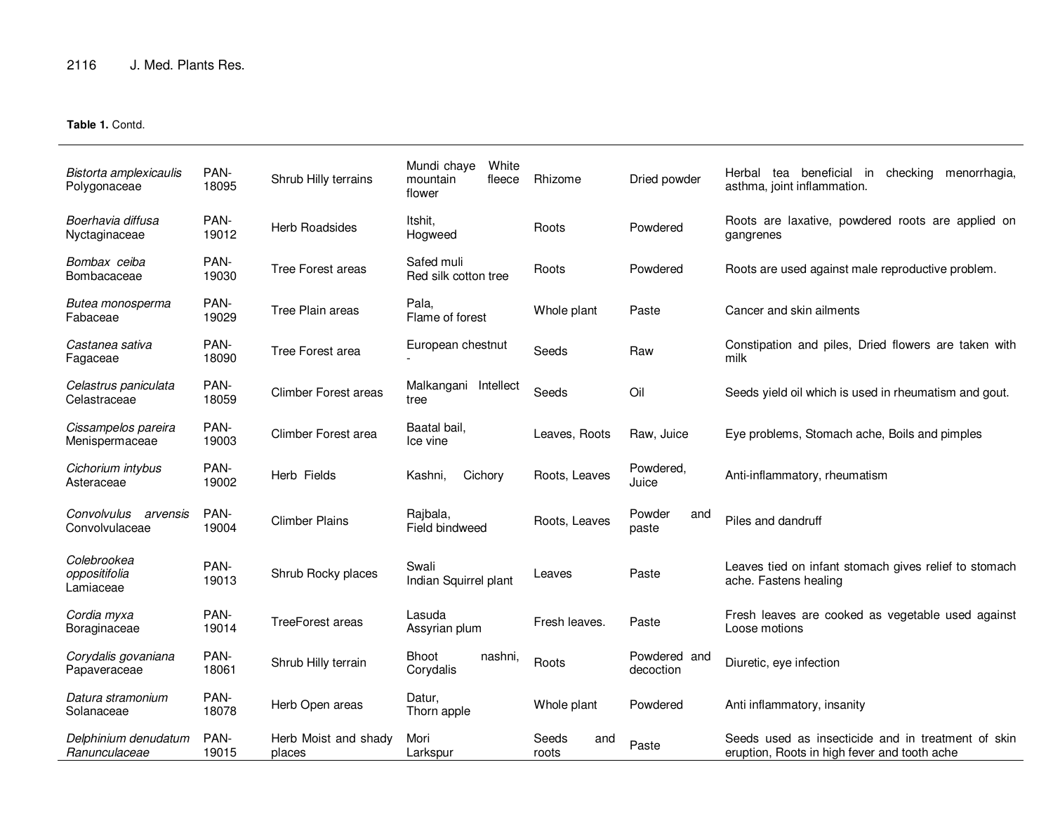**Table 1.** Contd.

| | | | | | | |
|---|---|---|---|---|---|---|
| *Bistorta amplexicaulis* Polygonaceae | PAN-18095 | Shrub Hilly terrains | Mundi chaye White mountain fleece flower | Rhizome | Dried powder | Herbal tea beneficial in checking menorrhagia, asthma, joint inflammation. |
| *Boerhavia diffusa* Nyctaginaceae | PAN-19012 | Herb Roadsides | Itshit, Hogweed | Roots | Powdered | Roots are laxative, powdered roots are applied on gangrenes |
| *Bombax ceiba* Bombacaceae | PAN-19030 | Tree Forest areas | Safed muli Red silk cotton tree | Roots | Powdered | Roots are used against male reproductive problem. |
| *Butea monosperma* Fabaceae | PAN-19029 | Tree Plain areas | Pala, Flame of forest | Whole plant | Paste | Cancer and skin ailments |
| *Castanea sativa* Fagaceae | PAN-18090 | Tree Forest area | European chestnut - | Seeds | Raw | Constipation and piles, Dried flowers are taken with milk |
| *Celastrus paniculata* Celastraceae | PAN-18059 | Climber Forest areas | Malkangani Intellect tree | Seeds | Oil | Seeds yield oil which is used in rheumatism and gout. |
| *Cissampelos pareira* Menispermaceae | PAN-19003 | Climber Forest area | Baatal bail, Ice vine | Leaves, Roots | Raw, Juice | Eye problems, Stomach ache, Boils and pimples |
| *Cichorium intybus* Asteraceae | PAN-19002 | Herb Fields | Kashni, Cichory | Roots, Leaves | Powdered, Juice | Anti-inflammatory, rheumatism |
| *Convolvulus arvensis* Convolvulaceae | PAN-19004 | Climber Plains | Rajbala, Field bindweed | Roots, Leaves | Powder and paste | Piles and dandruff |
| *Colebrookea oppositifolia* Lamiaceae | PAN-19013 | Shrub Rocky places | Swali Indian Squirrel plant | Leaves | Paste | Leaves tied on infant stomach gives relief to stomach ache. Fastens healing |
| *Cordia myxa* Boraginaceae | PAN-19014 | TreeForest areas | Lasuda Assyrian plum | Fresh leaves. | Paste | Fresh leaves are cooked as vegetable used against Loose motions |
| *Corydalis govaniana* Papaveraceae | PAN-18061 | Shrub Hilly terrain | Bhoot nashni, Corydalis | Roots | Powdered and decoction | Diuretic, eye infection |
| *Datura stramonium* Solanaceae | PAN-18078 | Herb Open areas | Datur, Thorn apple | Whole plant | Powdered | Anti inflammatory, insanity |
| *Delphinium denudatum Ranunculaceae* | PAN-19015 | Herb Moist and shady places | Mori Larkspur | Seeds and roots | Paste | Seeds used as insecticide and in treatment of skin eruption, Roots in high fever and tooth ache |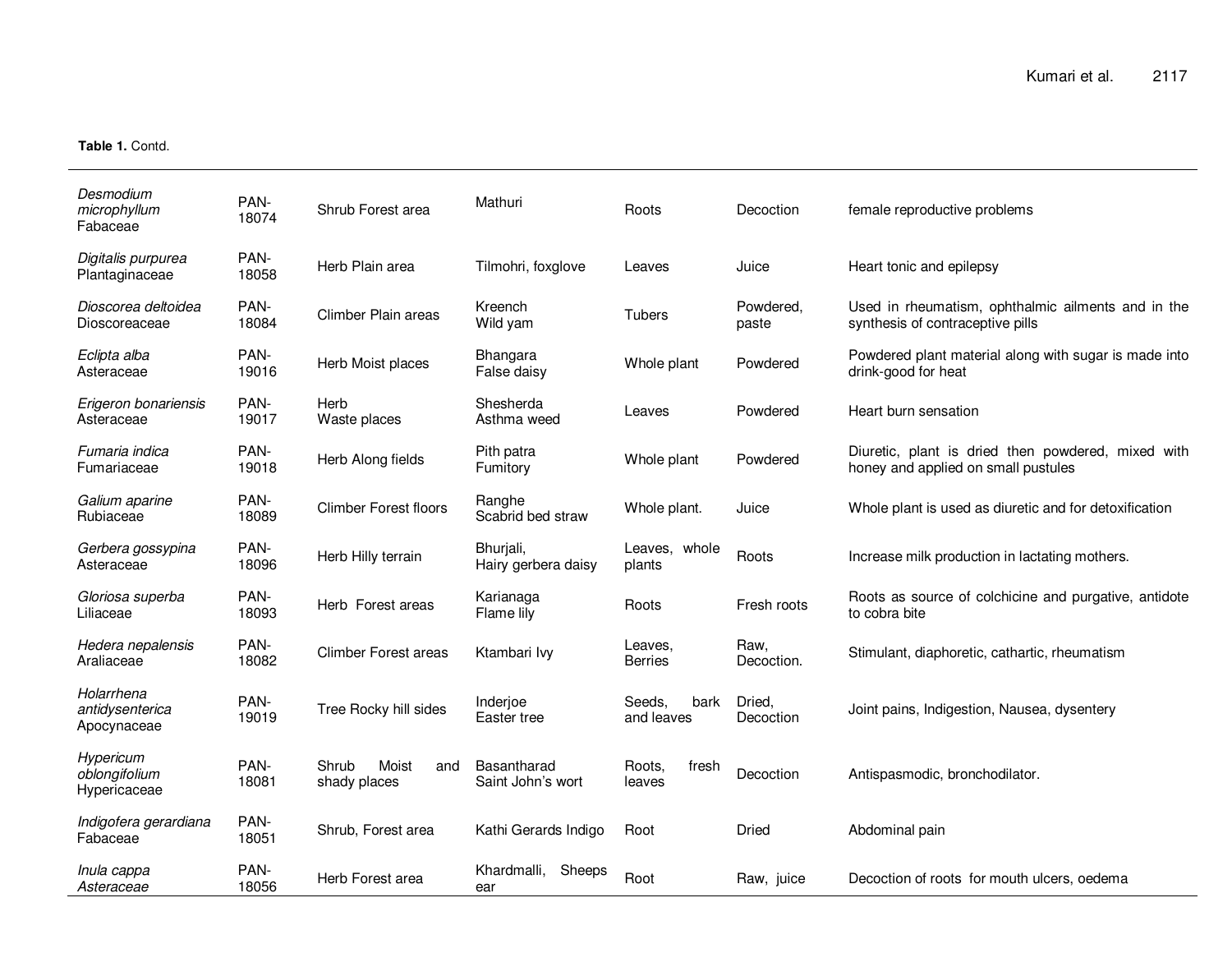**Table 1.** Contd.

| | | | | | | |
|---|---|---|---|---|---|---|
| *Desmodium microphyllum* Fabaceae | PAN-18074 | Shrub Forest area | Mathuri | Roots | Decoction | female reproductive problems |
| *Digitalis purpurea* Plantaginaceae | PAN-18058 | Herb Plain area | Tilmohri, foxglove | Leaves | Juice | Heart tonic and epilepsy |
| *Dioscorea deltoidea* Dioscoreaceae | PAN-18084 | Climber Plain areas | Kreench Wild yam | Tubers | Powdered, paste | Used in rheumatism, ophthalmic ailments and in the synthesis of contraceptive pills |
| *Eclipta alba* Asteraceae | PAN-19016 | Herb Moist places | Bhangara False daisy | Whole plant | Powdered | Powdered plant material along with sugar is made into drink-good for heat |
| *Erigeron bonariensis* Asteraceae | PAN-19017 | Herb Waste places | Shesherda Asthma weed | Leaves | Powdered | Heart burn sensation |
| *Fumaria indica* Fumariaceae | PAN-19018 | Herb Along fields | Pith patra Fumitory | Whole plant | Powdered | Diuretic, plant is dried then powdered, mixed with honey and applied on small pustules |
| *Galium aparine* Rubiaceae | PAN-18089 | Climber Forest floors | Ranghe Scabrid bed straw | Whole plant. | Juice | Whole plant is used as diuretic and for detoxification |
| *Gerbera gossypina* Asteraceae | PAN-18096 | Herb Hilly terrain | Bhurjali, Hairy gerbera daisy | Leaves, whole plants | Roots | Increase milk production in lactating mothers. |
| *Gloriosa superba* Liliaceae | PAN-18093 | Herb Forest areas | Karianaga Flame lily | Roots | Fresh roots | Roots as source of colchicine and purgative, antidote to cobra bite |
| *Hedera nepalensis* Araliaceae | PAN-18082 | Climber Forest areas | Ktambari Ivy | Leaves, Berries | Raw, Decoction. | Stimulant, diaphoretic, cathartic, rheumatism |
| *Holarrhena antidysenterica* Apocynaceae | PAN-19019 | Tree Rocky hill sides | Inderjoe Easter tree | Seeds, bark and leaves | Dried, Decoction | Joint pains, Indigestion, Nausea, dysentery |
| *Hypericum oblongifolium* Hypericaceae | PAN-18081 | Shrub Moist and shady places | Basantharad Saint John's wort | Roots, fresh leaves | Decoction | Antispasmodic, bronchodilator. |
| *Indigofera gerardiana* Fabaceae | PAN-18051 | Shrub, Forest area | Kathi Gerards Indigo | Root | Dried | Abdominal pain |
| *Inula cappa* *Asteraceae* | PAN-18056 | Herb Forest area | Khardmalli, Sheeps ear | Root | Raw, juice | Decoction of roots for mouth ulcers, oedema |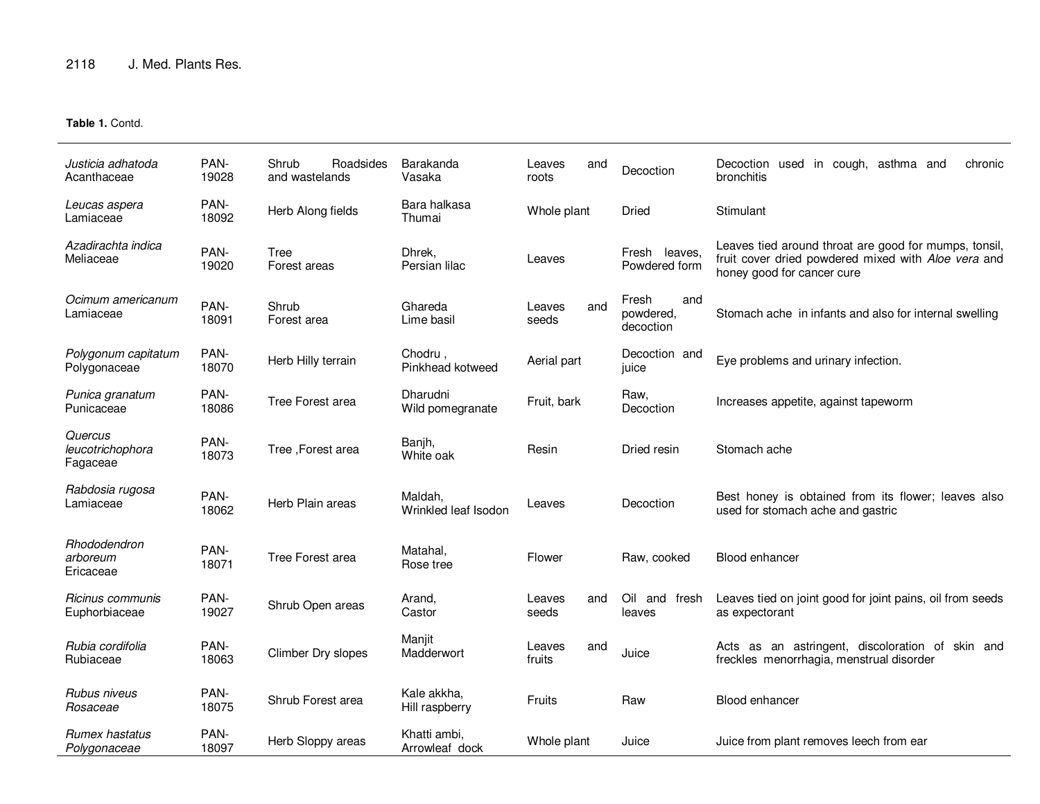**Table 1.** Contd.

| | | | | | | |
|---|---|---|---|---|---|---|
| *Justicia adhatoda* Acanthaceae | PAN-19028 | Shrub Roadsides and wastelands | Barakanda Vasaka | Leaves and roots | Decoction | Decoction used in cough, asthma and chronic bronchitis |
| *Leucas aspera* Lamiaceae | PAN-18092 | Herb Along fields | Bara halkasa Thumai | Whole plant | Dried | Stimulant |
| *Azadirachta indica* Meliaceae | PAN-19020 | Tree Forest areas | Dhrek, Persian lilac | Leaves | Fresh leaves, Powdered form | Leaves tied around throat are good for mumps, tonsil, fruit cover dried powdered mixed with *Aloe vera* and honey good for cancer cure |
| *Ocimum americanum* Lamiaceae | PAN-18091 | Shrub Forest area | Ghareda Lime basil | Leaves and seeds | Fresh and powdered, decoction | Stomach ache in infants and also for internal swelling |
| *Polygonum capitatum* Polygonaceae | PAN-18070 | Herb Hilly terrain | Chodru , Pinkhead kotweed | Aerial part | Decoction and juice | Eye problems and urinary infection. |
| *Punica granatum* Punicaceae | PAN-18086 | Tree Forest area | Dharudni Wild pomegranate | Fruit, bark | Raw, Decoction | Increases appetite, against tapeworm |
| *Quercus leucotrichophora* Fagaceae | PAN-18073 | Tree ,Forest area | Banjh, White oak | Resin | Dried resin | Stomach ache |
| *Rabdosia rugosa* Lamiaceae | PAN-18062 | Herb Plain areas | Maldah, Wrinkled leaf Isodon | Leaves | Decoction | Best honey is obtained from its flower; leaves also used for stomach ache and gastric |
| *Rhododendron arboreum* Ericaceae | PAN-18071 | Tree Forest area | Matahal, Rose tree | Flower | Raw, cooked | Blood enhancer |
| *Ricinus communis* Euphorbiaceae | PAN-19027 | Shrub Open areas | Arand, Castor | Leaves and seeds | Oil and fresh leaves | Leaves tied on joint good for joint pains, oil from seeds as expectorant |
| *Rubia cordifolia* Rubiaceae | PAN-18063 | Climber Dry slopes | Manjit Madderwort | Leaves and fruits | Juice | Acts as an astringent, discoloration of skin and freckles menorrhagia, menstrual disorder |
| *Rubus niveus* *Rosaceae* | PAN-18075 | Shrub Forest area | Kale akkha, Hill raspberry | Fruits | Raw | Blood enhancer |
| *Rumex hastatus* *Polygonaceae* | PAN-18097 | Herb Sloppy areas | Khatti ambi, Arrowleaf dock | Whole plant | Juice | Juice from plant removes leech from ear |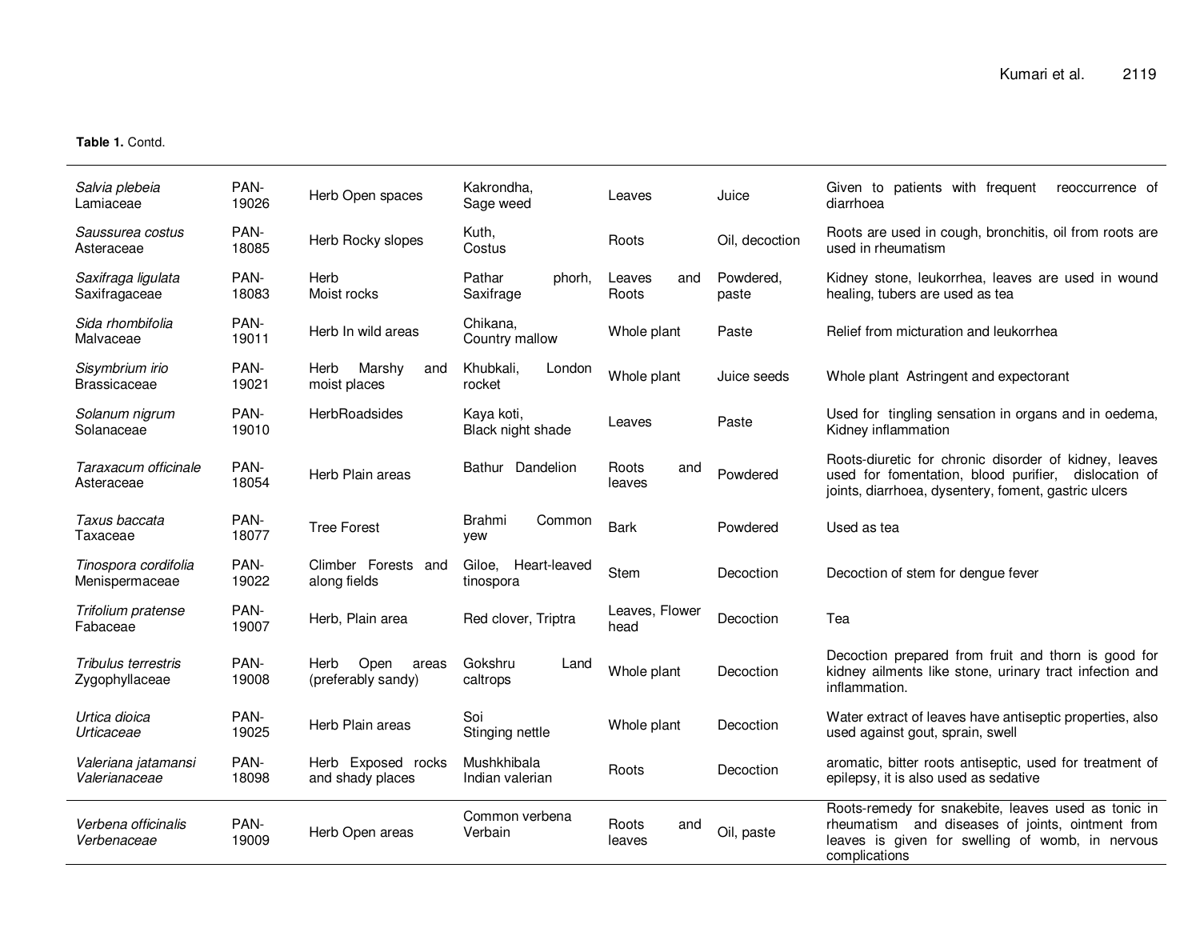**Table 1.** Contd.

| | | | | | | |
|---|---|---|---|---|---|---|
| *Salvia plebeia* Lamiaceae | PAN-19026 | Herb Open spaces | Kakrondha, Sage weed | Leaves | Juice | Given to patients with frequent reoccurrence of diarrhoea |
| *Saussurea costus* Asteraceae | PAN-18085 | Herb Rocky slopes | Kuth, Costus | Roots | Oil, decoction | Roots are used in cough, bronchitis, oil from roots are used in rheumatism |
| *Saxifraga ligulata* Saxifragaceae | PAN-18083 | Herb Moist rocks | Pathar phorh, Saxifrage | Leaves and Roots | Powdered, paste | Kidney stone, leukorrhea, leaves are used in wound healing, tubers are used as tea |
| *Sida rhombifolia* Malvaceae | PAN-19011 | Herb In wild areas | Chikana, Country mallow | Whole plant | Paste | Relief from micturation and leukorrhea |
| *Sisymbrium irio* Brassicaceae | PAN-19021 | Herb Marshy and moist places | Khubkali, London rocket | Whole plant | Juice seeds | Whole plant Astringent and expectorant |
| *Solanum nigrum* Solanaceae | PAN-19010 | HerbRoadsides | Kaya koti, Black night shade | Leaves | Paste | Used for tingling sensation in organs and in oedema, Kidney inflammation |
| *Taraxacum officinale* Asteraceae | PAN-18054 | Herb Plain areas | Bathur Dandelion | Roots and leaves | Powdered | Roots-diuretic for chronic disorder of kidney, leaves used for fomentation, blood purifier, dislocation of joints, diarrhoea, dysentery, foment, gastric ulcers |
| *Taxus baccata* Taxaceae | PAN-18077 | Tree Forest | Brahmi Common yew | Bark | Powdered | Used as tea |
| *Tinospora cordifolia* Menispermaceae | PAN-19022 | Climber Forests and along fields | Giloe, Heart-leaved tinospora | Stem | Decoction | Decoction of stem for dengue fever |
| *Trifolium pratense* Fabaceae | PAN-19007 | Herb, Plain area | Red clover, Triptra | Leaves, Flower head | Decoction | Tea |
| *Tribulus terrestris* Zygophyllaceae | PAN-19008 | Herb Open areas (preferably sandy) | Gokshru Land caltrops | Whole plant | Decoction | Decoction prepared from fruit and thorn is good for kidney ailments like stone, urinary tract infection and inflammation. |
| *Urtica dioica Urticaceae* | PAN-19025 | Herb Plain areas | Soi Stinging nettle | Whole plant | Decoction | Water extract of leaves have antiseptic properties, also used against gout, sprain, swell |
| *Valeriana jatamansi Valerianaceae* | PAN-18098 | Herb Exposed rocks and shady places | Mushkhibala Indian valerian | Roots | Decoction | aromatic, bitter roots antiseptic, used for treatment of epilepsy, it is also used as sedative |
| *Verbena officinalis Verbenaceae* | PAN-19009 | Herb Open areas | Common verbena Verbain | Roots and leaves | Oil, paste | Roots-remedy for snakebite, leaves used as tonic in rheumatism and diseases of joints, ointment from leaves is given for swelling of womb, in nervous complications |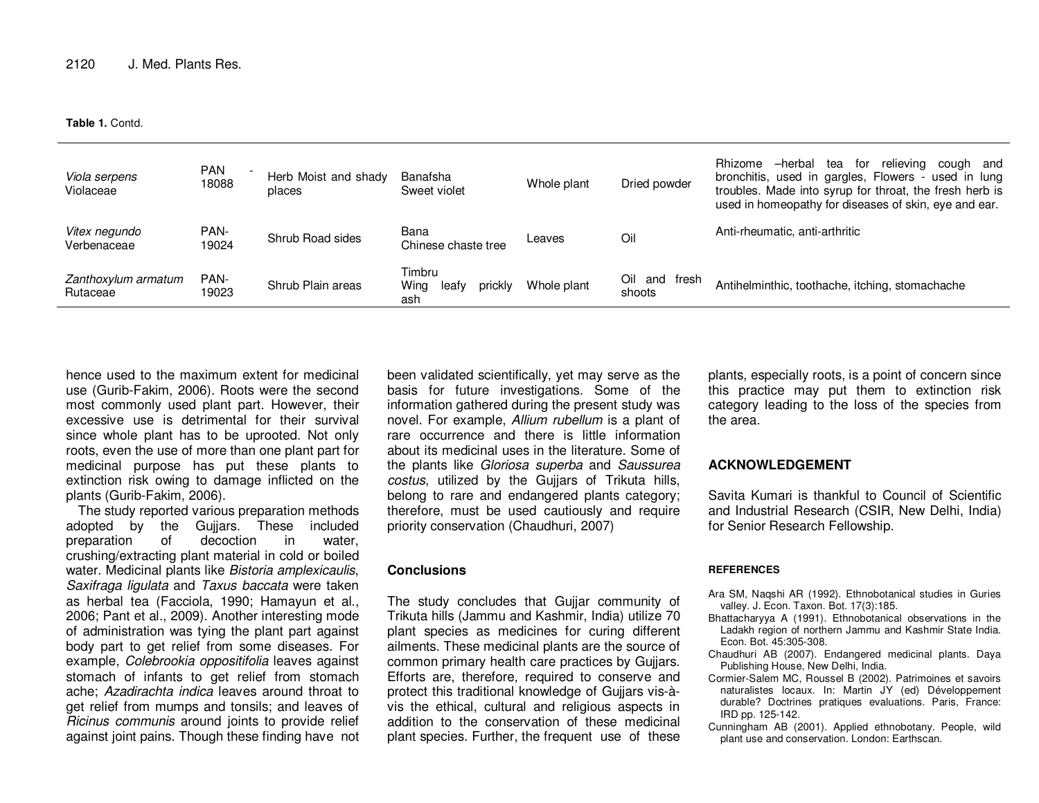**Table 1.** Contd.

| | | | | | | |
|---|---|---|---|---|---|---|
| *Viola serpens* Violaceae | PAN - 18088 | Herb Moist and shady places | Banafsha Sweet violet | Whole plant | Dried powder | Rhizome –herbal tea for relieving cough and bronchitis, used in gargles, Flowers - used in lung troubles. Made into syrup for throat, the fresh herb is used in homeopathy for diseases of skin, eye and ear. |
| *Vitex negundo* Verbenaceae | PAN-19024 | Shrub Road sides | Bana Chinese chaste tree | Leaves | Oil | Anti-rheumatic, anti-arthritic |
| *Zanthoxylum armatum* Rutaceae | PAN-19023 | Shrub Plain areas | Timbru Wing leafy prickly ash | Whole plant | Oil and fresh shoots | Antihelminthic, toothache, itching, stomachache |

hence used to the maximum extent for medicinal use (Gurib-Fakim, 2006). Roots were the second most commonly used plant part. However, their excessive use is detrimental for their survival since whole plant has to be uprooted. Not only roots, even the use of more than one plant part for medicinal purpose has put these plants to extinction risk owing to damage inflicted on the plants (Gurib-Fakim, 2006).

The study reported various preparation methods adopted by the Gujjars. These included preparation of decoction in water, crushing/extracting plant material in cold or boiled water. Medicinal plants like *Bistoria amplexicaulis*, *Saxifraga ligulata* and *Taxus baccata* were taken as herbal tea (Facciola, 1990; Hamayun et al., 2006; Pant et al., 2009). Another interesting mode of administration was tying the plant part against body part to get relief from some diseases. For example, *Colebrookia oppositifolia* leaves against stomach of infants to get relief from stomach ache; *Azadirachta indica* leaves around throat to get relief from mumps and tonsils; and leaves of *Ricinus communis* around joints to provide relief against joint pains. Though these finding have not been validated scientifically, yet may serve as the basis for future investigations. Some of the information gathered during the present study was novel. For example, *Allium rubellum* is a plant of rare occurrence and there is little information about its medicinal uses in the literature. Some of the plants like *Gloriosa superba* and *Saussurea costus*, utilized by the Gujjars of Trikuta hills, belong to rare and endangered plants category; therefore, must be used cautiously and require priority conservation (Chaudhuri, 2007)

## Conclusions

The study concludes that Gujjar community of Trikuta hills (Jammu and Kashmir, India) utilize 70 plant species as medicines for curing different ailments. These medicinal plants are the source of common primary health care practices by Gujjars. Efforts are, therefore, required to conserve and protect this traditional knowledge of Gujjars vis-à-vis the ethical, cultural and religious aspects in addition to the conservation of these medicinal plant species. Further, the frequent use of these plants, especially roots, is a point of concern since this practice may put them to extinction risk category leading to the loss of the species from the area.

## ACKNOWLEDGEMENT

Savita Kumari is thankful to Council of Scientific and Industrial Research (CSIR, New Delhi, India) for Senior Research Fellowship.

## REFERENCES

Ara SM, Naqshi AR (1992). Ethnobotanical studies in Guries valley. J. Econ. Taxon. Bot. 17(3):185.

Bhattacharyya A (1991). Ethnobotanical observations in the Ladakh region of northern Jammu and Kashmir State India. Econ. Bot. 45:305-308.

Chaudhuri AB (2007). Endangered medicinal plants. Daya Publishing House, New Delhi, India.

Cormier-Salem MC, Roussel B (2002). Patrimoines et savoirs naturalistes locaux. In: Martin JY (ed) Développement durable? Doctrines pratiques evaluations. Paris, France: IRD pp. 125-142.

Cunningham AB (2001). Applied ethnobotany. People, wild plant use and conservation. London: Earthscan.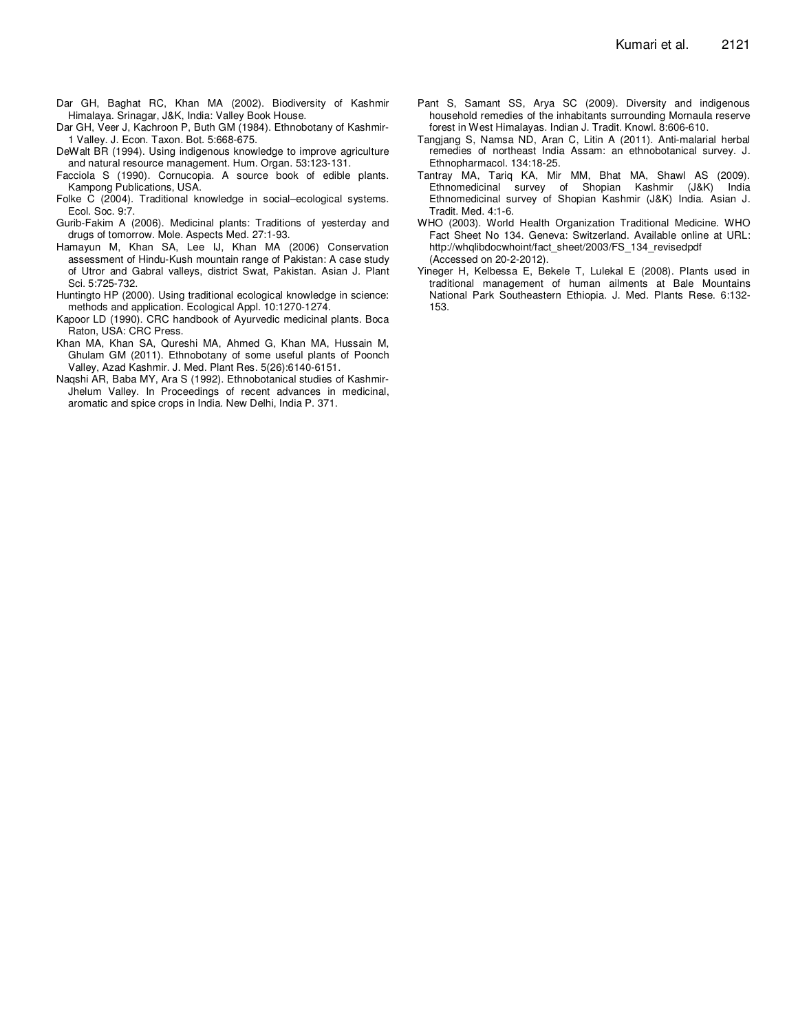Dar GH, Baghat RC, Khan MA (2002). Biodiversity of Kashmir Himalaya. Srinagar, J&K, India: Valley Book House.

Dar GH, Veer J, Kachroon P, Buth GM (1984). Ethnobotany of Kashmir-1 Valley. J. Econ. Taxon. Bot. 5:668-675.

DeWalt BR (1994). Using indigenous knowledge to improve agriculture and natural resource management. Hum. Organ. 53:123-131.

Facciola S (1990). Cornucopia. A source book of edible plants. Kampong Publications, USA.

Folke C (2004). Traditional knowledge in social–ecological systems. Ecol. Soc. 9:7.

Gurib-Fakim A (2006). Medicinal plants: Traditions of yesterday and drugs of tomorrow. Mole. Aspects Med. 27:1-93.

Hamayun M, Khan SA, Lee IJ, Khan MA (2006) Conservation assessment of Hindu-Kush mountain range of Pakistan: A case study of Utror and Gabral valleys, district Swat, Pakistan. Asian J. Plant Sci. 5:725-732.

Huntingto HP (2000). Using traditional ecological knowledge in science: methods and application. Ecological Appl. 10:1270-1274.

Kapoor LD (1990). CRC handbook of Ayurvedic medicinal plants. Boca Raton, USA: CRC Press.

Khan MA, Khan SA, Qureshi MA, Ahmed G, Khan MA, Hussain M, Ghulam GM (2011). Ethnobotany of some useful plants of Poonch Valley, Azad Kashmir. J. Med. Plant Res. 5(26):6140-6151.

Naqshi AR, Baba MY, Ara S (1992). Ethnobotanical studies of Kashmir-Jhelum Valley. In Proceedings of recent advances in medicinal, aromatic and spice crops in India. New Delhi, India P. 371.

Pant S, Samant SS, Arya SC (2009). Diversity and indigenous household remedies of the inhabitants surrounding Mornaula reserve forest in West Himalayas. Indian J. Tradit. Knowl. 8:606-610.

Tangjang S, Namsa ND, Aran C, Litin A (2011). Anti-malarial herbal remedies of northeast India Assam: an ethnobotanical survey. J. Ethnopharmacol. 134:18-25.

Tantray MA, Tariq KA, Mir MM, Bhat MA, Shawl AS (2009). Ethnomedicinal survey of Shopian Kashmir (J&K) India Ethnomedicinal survey of Shopian Kashmir (J&K) India. Asian J. Tradit. Med. 4:1-6.

WHO (2003). World Health Organization Traditional Medicine. WHO Fact Sheet No 134. Geneva: Switzerland. Available online at URL: http://whqlibdocwhoint/fact_sheet/2003/FS_134_revisedpdf (Accessed on 20-2-2012).

Yineger H, Kelbessa E, Bekele T, Lulekal E (2008). Plants used in traditional management of human ailments at Bale Mountains National Park Southeastern Ethiopia. J. Med. Plants Rese. 6:132-153.